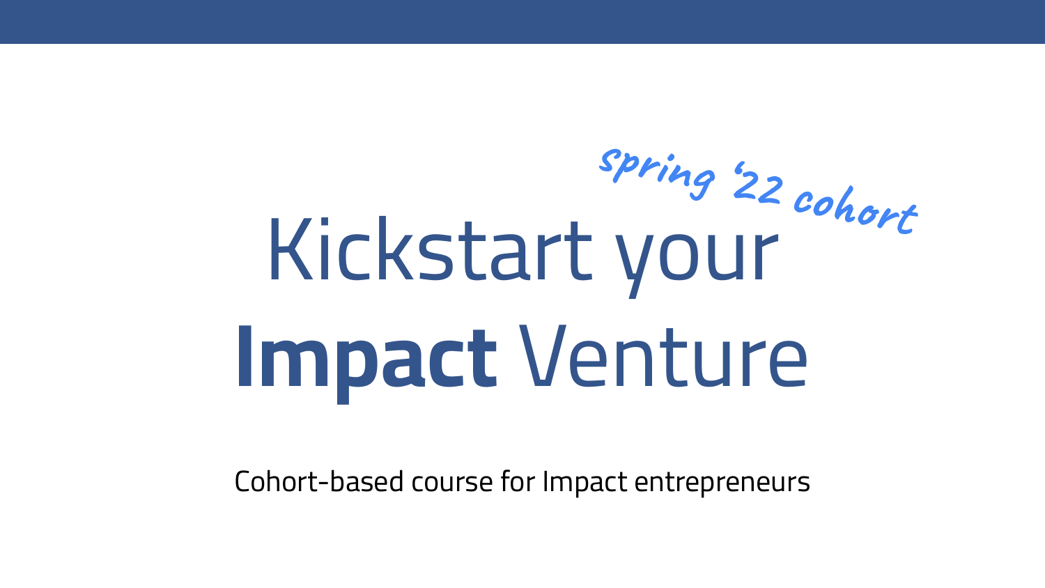*spring '22 cohort*

# Kickstart your **Impact** Venture

Cohort-based course for Impact entrepreneurs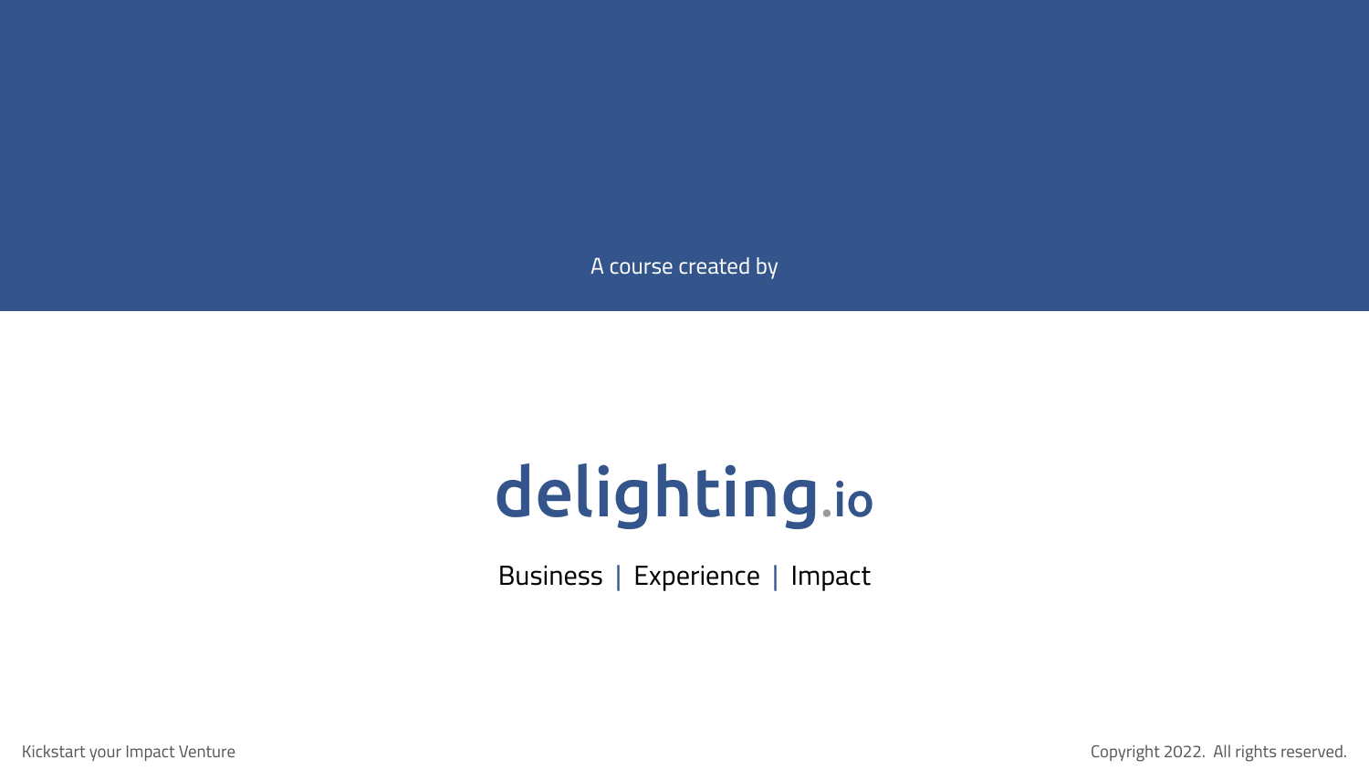A course created by

# delighting.io

Business | Experience | Impact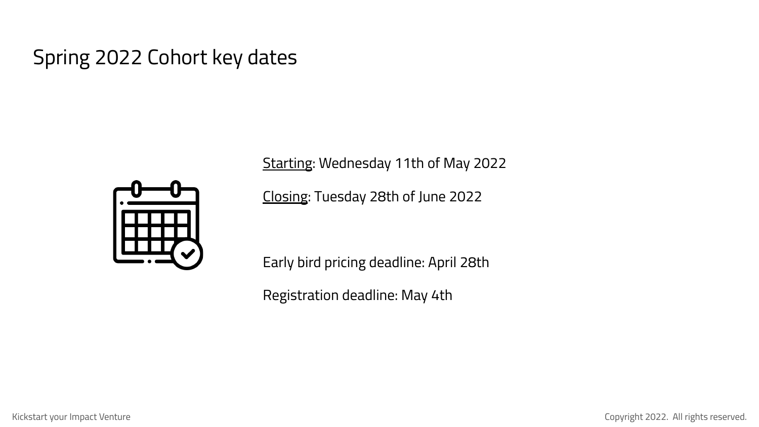# Spring 2022 Cohort key dates

<u>Starting</u>: Wednesday 11th of May 2022

<u>Closing</u>: Tuesday 28th of June 2022

Early bird pricing deadline: April 28th

Registration deadline: May 4th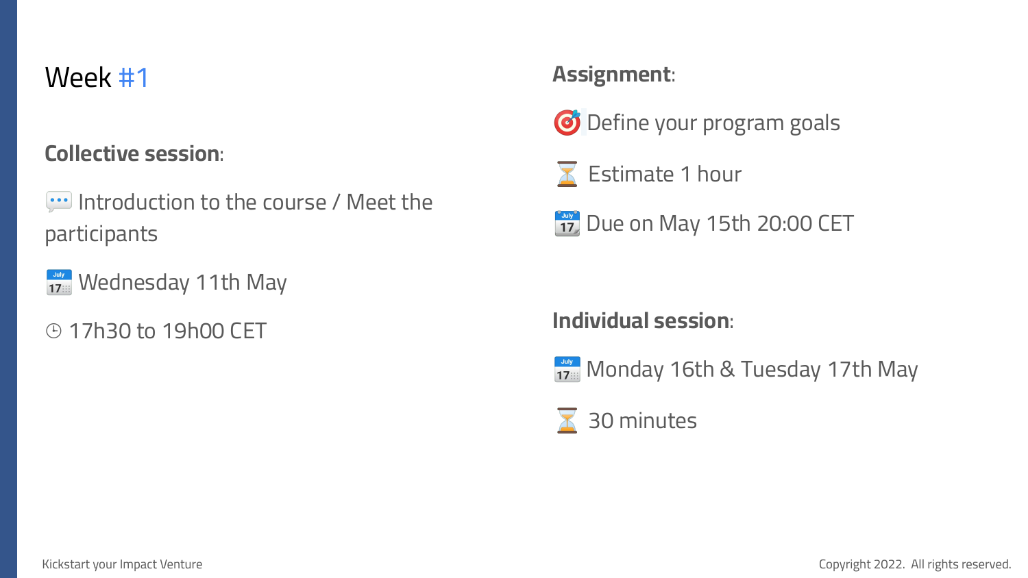# Week #1

**Collective session**:

💬 Introduction to the course / Meet the participants

📅 Wednesday 11th May

🕒 17h30 to 19h00 CET

**Assignment**:

🎯 Define your program goals

⏳ Estimate 1 hour

📆 Due on May 15th 20:00 CET

**Individual session**:

📅 Monday 16th & Tuesday 17th May

⏳ 30 minutes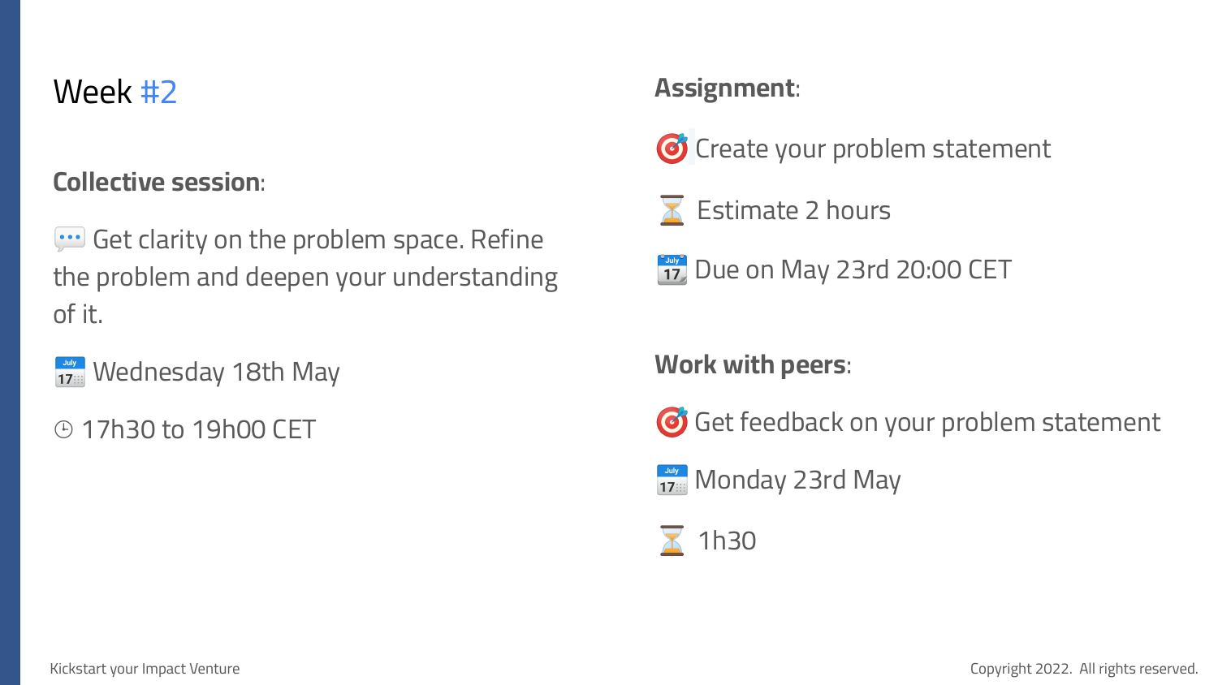# Week #2

**Collective session**:

💬 Get clarity on the problem space. Refine the problem and deepen your understanding of it.

📆 Wednesday 18th May

🕒 17h30 to 19h00 CET

**Assignment**:

🎯 Create your problem statement

⏳ Estimate 2 hours

📆 Due on May 23rd 20:00 CET

**Work with peers**:

🎯 Get feedback on your problem statement

📆 Monday 23rd May

⏳ 1h30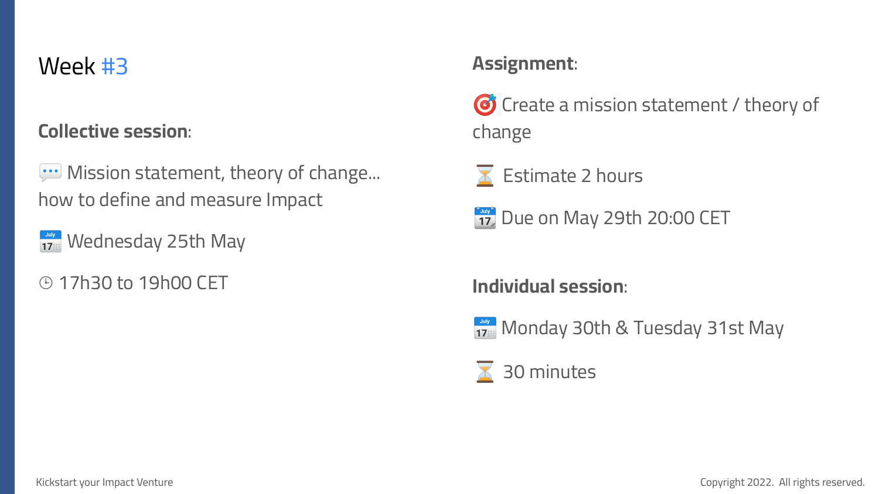# Week #3

**Collective session**:

💬 Mission statement, theory of change... how to define and measure Impact

📅 Wednesday 25th May

🕒 17h30 to 19h00 CET

**Assignment**:

🎯 Create a mission statement / theory of change

⏳ Estimate 2 hours

📆 Due on May 29th 20:00 CET

**Individual session**:

📅 Monday 30th & Tuesday 31st May

⏳ 30 minutes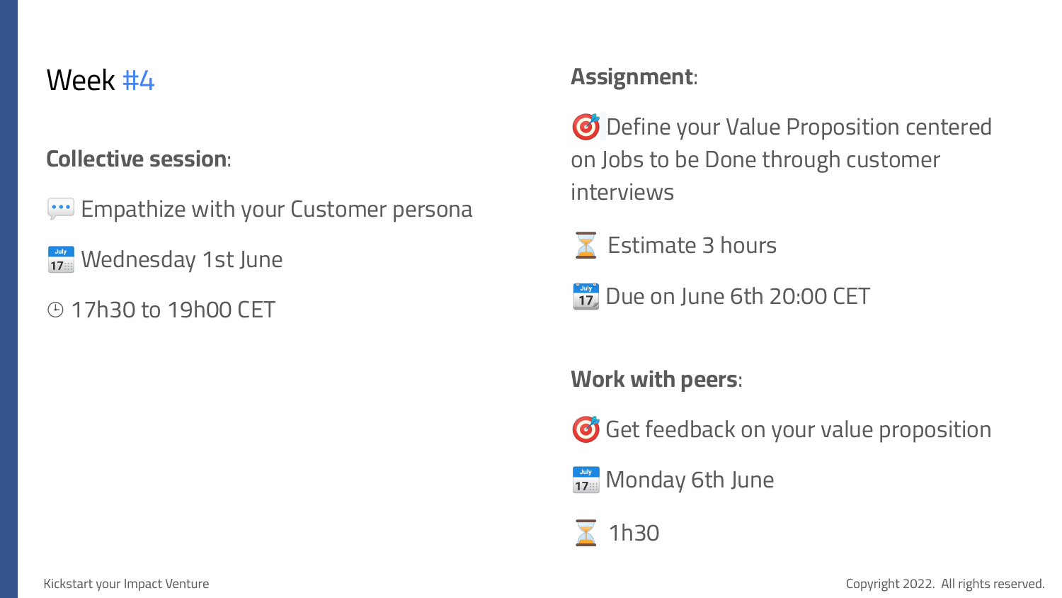# Week #4

**Collective session**:

💬 Empathize with your Customer persona

📅 Wednesday 1st June

🕒 17h30 to 19h00 CET

**Assignment**:

🎯 Define your Value Proposition centered on Jobs to be Done through customer interviews

⏳ Estimate 3 hours

📆 Due on June 6th 20:00 CET

**Work with peers**:

🎯 Get feedback on your value proposition

📅 Monday 6th June

⏳ 1h30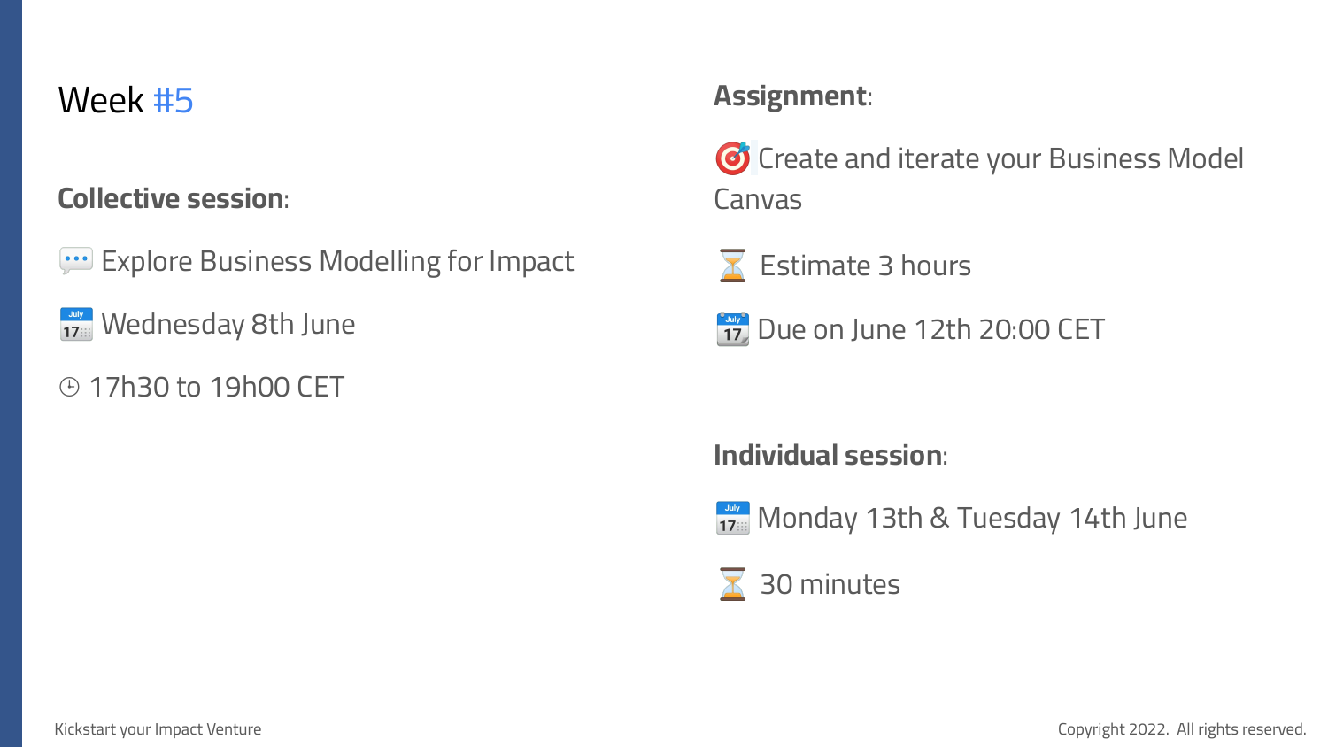# Week #5

**Collective session**:

💬 Explore Business Modelling for Impact

📅 Wednesday 8th June

🕑 17h30 to 19h00 CET

**Assignment**:

🎯 Create and iterate your Business Model Canvas

⏳ Estimate 3 hours

📆 Due on June 12th 20:00 CET

**Individual session**:

📅 Monday 13th & Tuesday 14th June

⏳ 30 minutes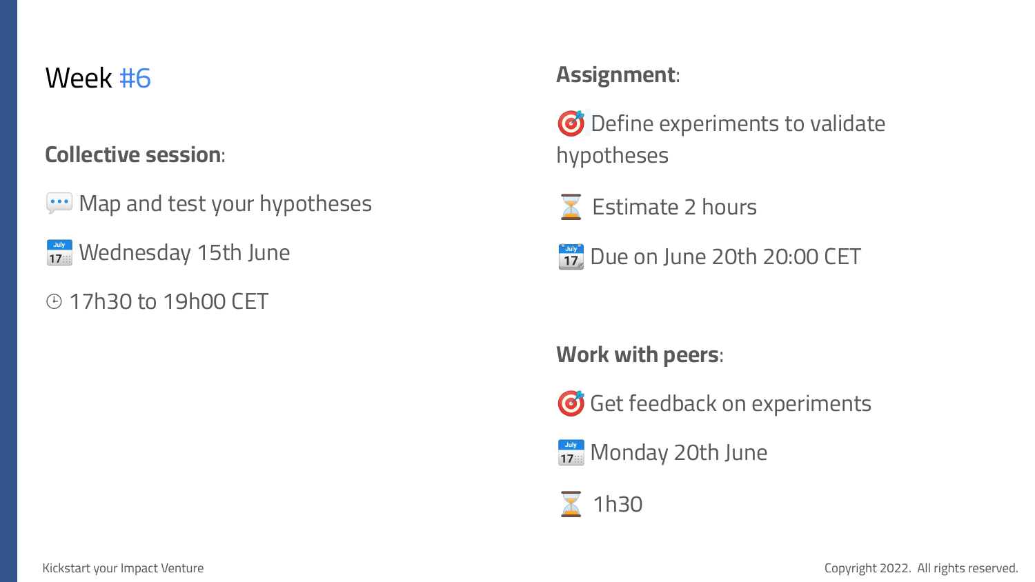# Week #6

**Collective session**:

💬 Map and test your hypotheses

📅 Wednesday 15th June

🕒 17h30 to 19h00 CET

**Assignment**:

🎯 Define experiments to validate hypotheses

⏳ Estimate 2 hours

📅 Due on June 20th 20:00 CET

**Work with peers**:

🎯 Get feedback on experiments

📅 Monday 20th June

⏳ 1h30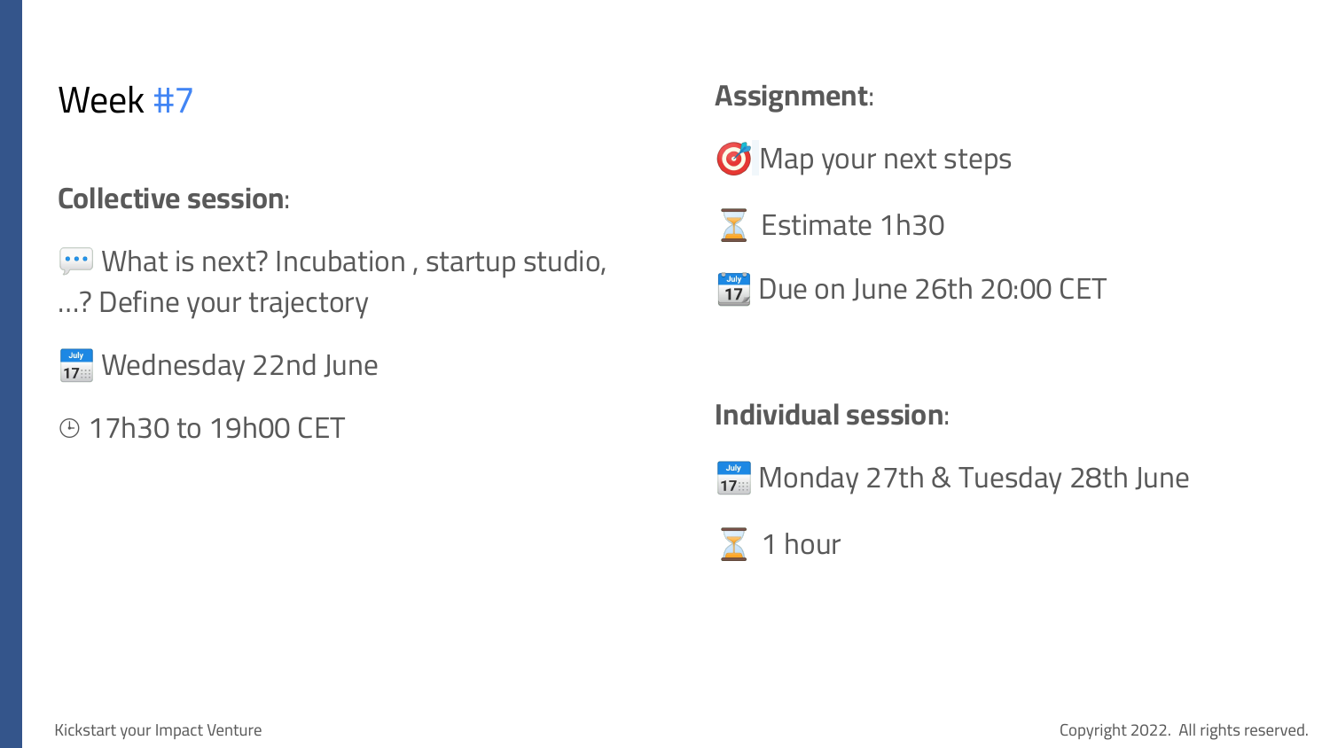# Week #7

**Collective session**:

💬 What is next? Incubation , startup studio, ...? Define your trajectory

📅 Wednesday 22nd June

🕒 17h30 to 19h00 CET

**Assignment**:

🎯 Map your next steps

⏳ Estimate 1h30

📆 Due on June 26th 20:00 CET

**Individual session**:

📅 Monday 27th & Tuesday 28th June

⏳ 1 hour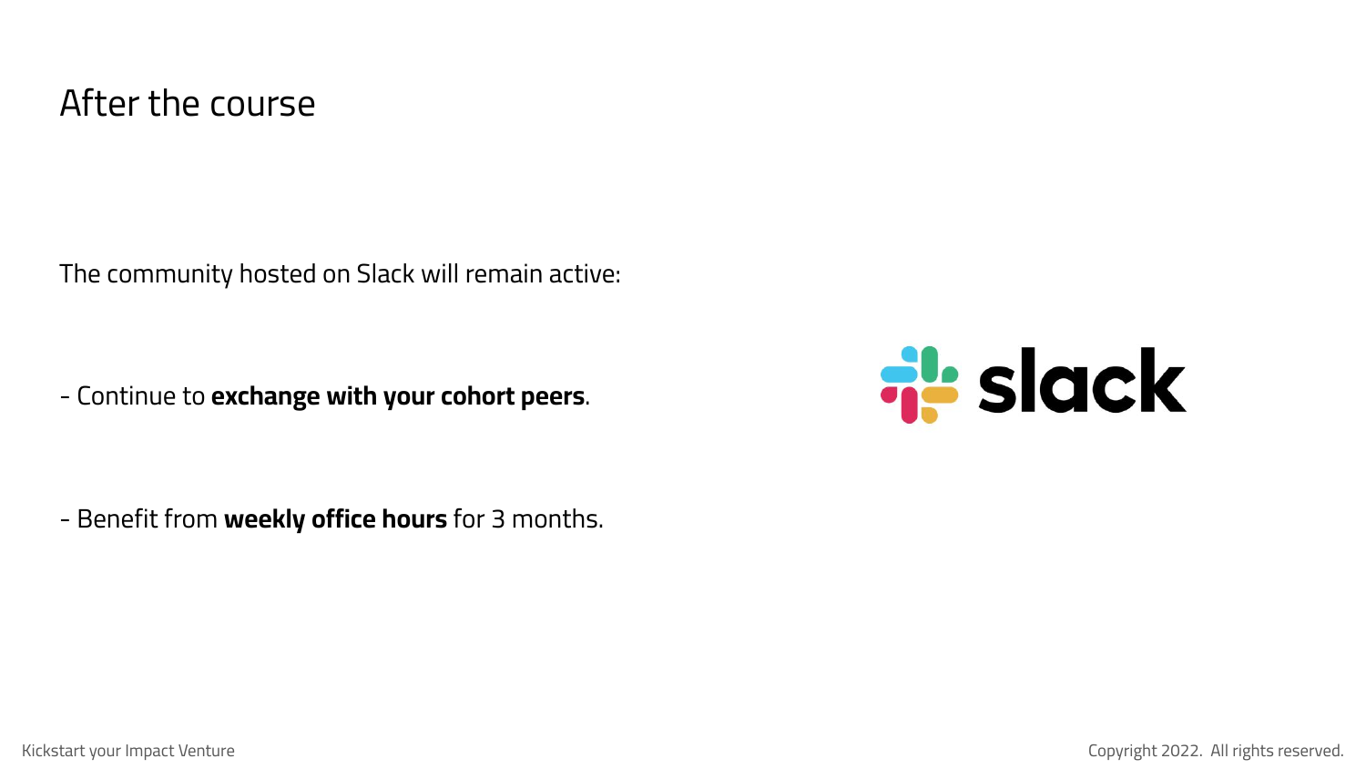# After the course

The community hosted on Slack will remain active:

- Continue to **exchange with your cohort peers**.

- Benefit from **weekly office hours** for 3 months.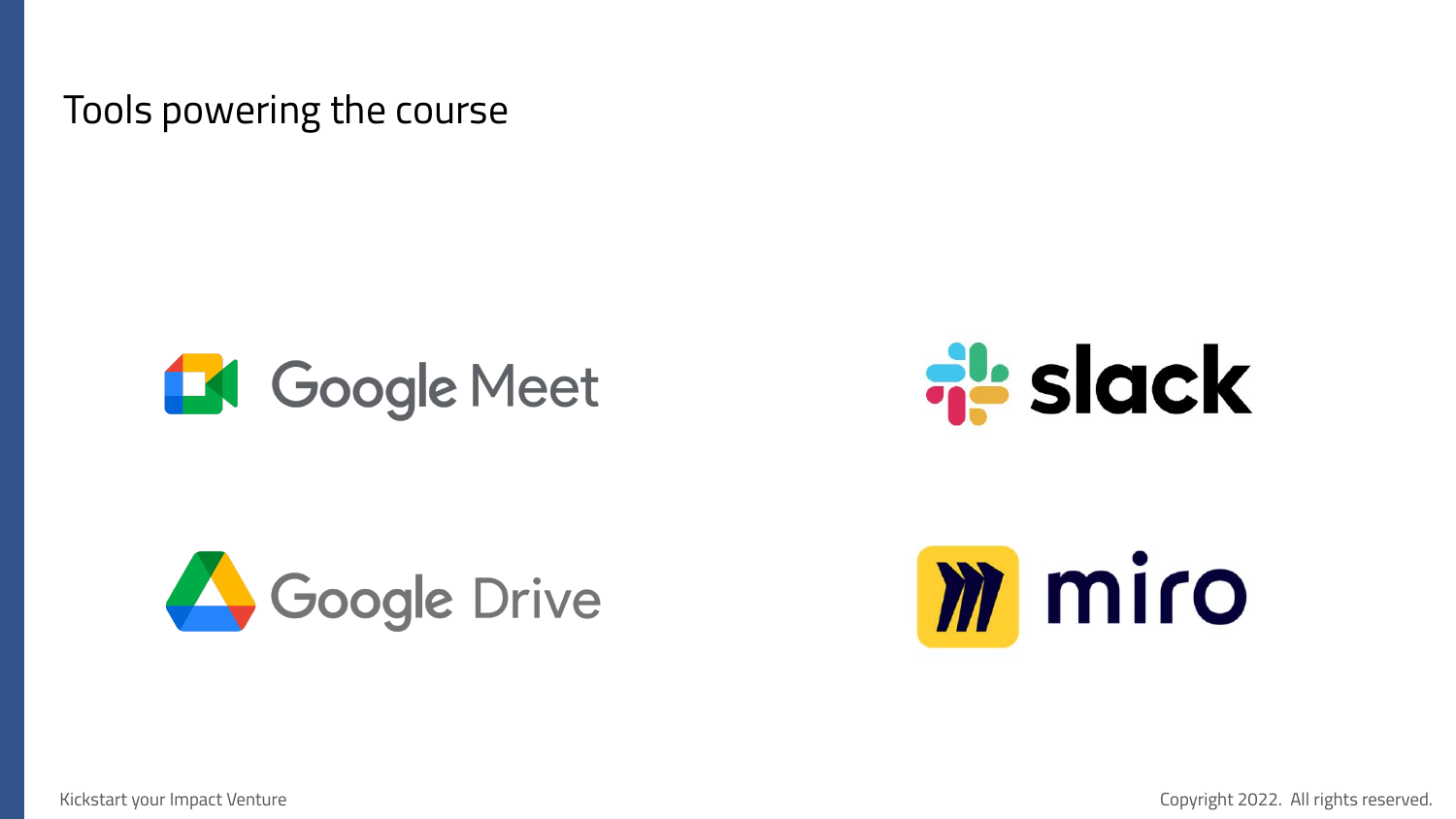# Tools powering the course

Google Meet

slack

Google Drive

miro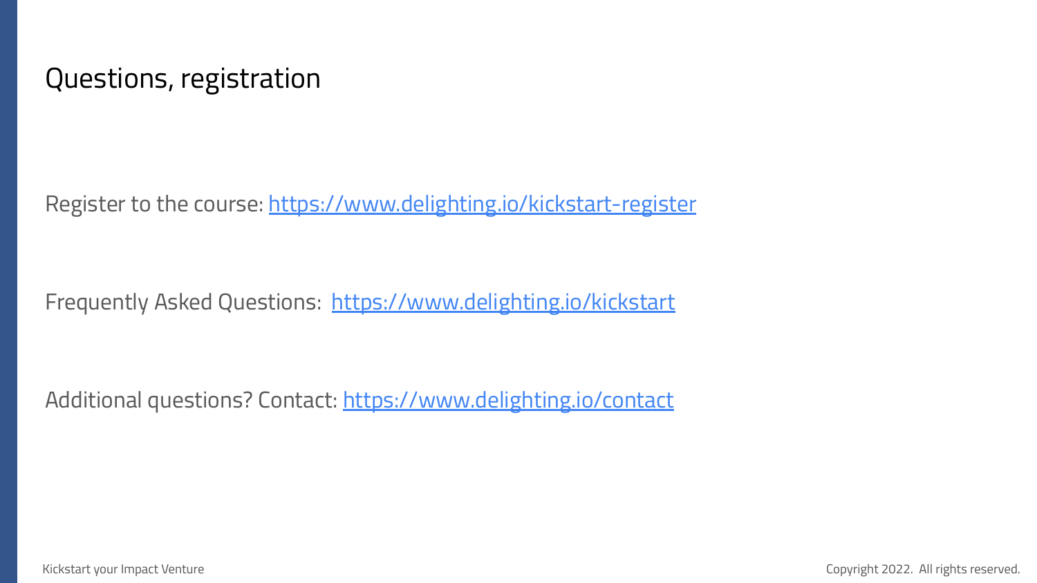# Questions, registration

Register to the course: [https://www.delighting.io/kickstart-register](https://www.delighting.io/kickstart-register)

Frequently Asked Questions: [https://www.delighting.io/kickstart](https://www.delighting.io/kickstart)

Additional questions? Contact: [https://www.delighting.io/contact](https://www.delighting.io/contact)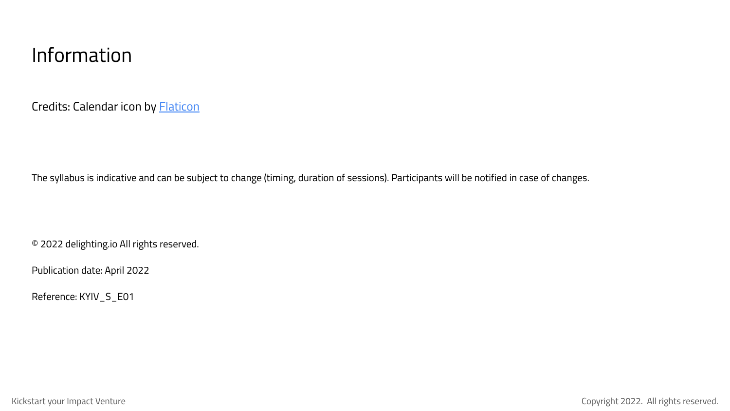# Information

Credits: Calendar icon by [Flaticon]

The syllabus is indicative and can be subject to change (timing, duration of sessions). Participants will be notified in case of changes.

© 2022 delighting.io All rights reserved.

Publication date: April 2022

Reference: KYIV_S_E01